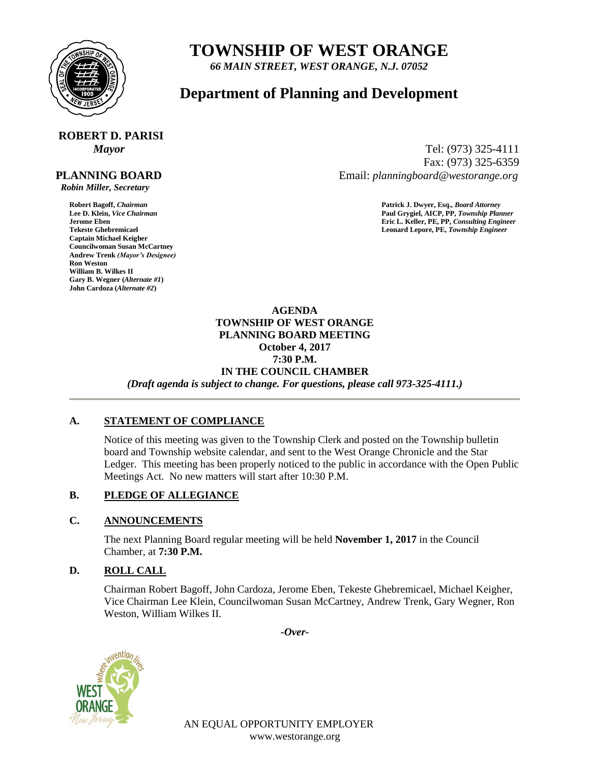# TOWNSHIP OF WEST ORANGE

*66 MAIN STREET, WEST ORANGE, N.J. 07052*

## Department of Planning and Development

**ROBERT D. PARISI**
*Mayor*

Tel: (973) 325-4111
Fax: (973) 325-6359
Email: *planningboard@westorange.org*

**PLANNING BOARD**
*Robin Miller, Secretary*

**Robert Bagoff,** ***Chairman***
**Lee D. Klein,** ***Vice Chairman***
**Jerome Eben**
**Tekeste Ghebremicael**
**Captain Michael Keigher**
**Councilwoman Susan McCartney**
**Andrew Trenk** ***(Mayor's Designee)***
**Ron Weston**
**William B. Wilkes II**
**Gary B. Wegner (*****Alternate #1*****)**
**John Cardoza (*****Alternate #2*****)**

**Patrick J. Dwyer, Esq.,** ***Board Attorney***
**Paul Grygiel, AICP, PP,** ***Township Planner***
**Eric L. Keller, PE, PP,** ***Consulting Engineer***
**Leonard Lepore, PE,** ***Township Engineer***

**AGENDA**
**TOWNSHIP OF WEST ORANGE**
**PLANNING BOARD MEETING**
**October 4, 2017**
**7:30 P.M.**
**IN THE COUNCIL CHAMBER**
***(Draft agenda is subject to change. For questions, please call 973-325-4111.)***

---

### A. STATEMENT OF COMPLIANCE

Notice of this meeting was given to the Township Clerk and posted on the Township bulletin board and Township website calendar, and sent to the West Orange Chronicle and the Star Ledger. This meeting has been properly noticed to the public in accordance with the Open Public Meetings Act. No new matters will start after 10:30 P.M.

### B. PLEDGE OF ALLEGIANCE

### C. ANNOUNCEMENTS

The next Planning Board regular meeting will be held **November 1, 2017** in the Council Chamber, at **7:30 P.M.**

### D. ROLL CALL

Chairman Robert Bagoff, John Cardoza, Jerome Eben, Tekeste Ghebremicael, Michael Keigher, Vice Chairman Lee Klein, Councilwoman Susan McCartney, Andrew Trenk, Gary Wegner, Ron Weston, William Wilkes II.

*-Over-*

AN EQUAL OPPORTUNITY EMPLOYER
www.westorange.org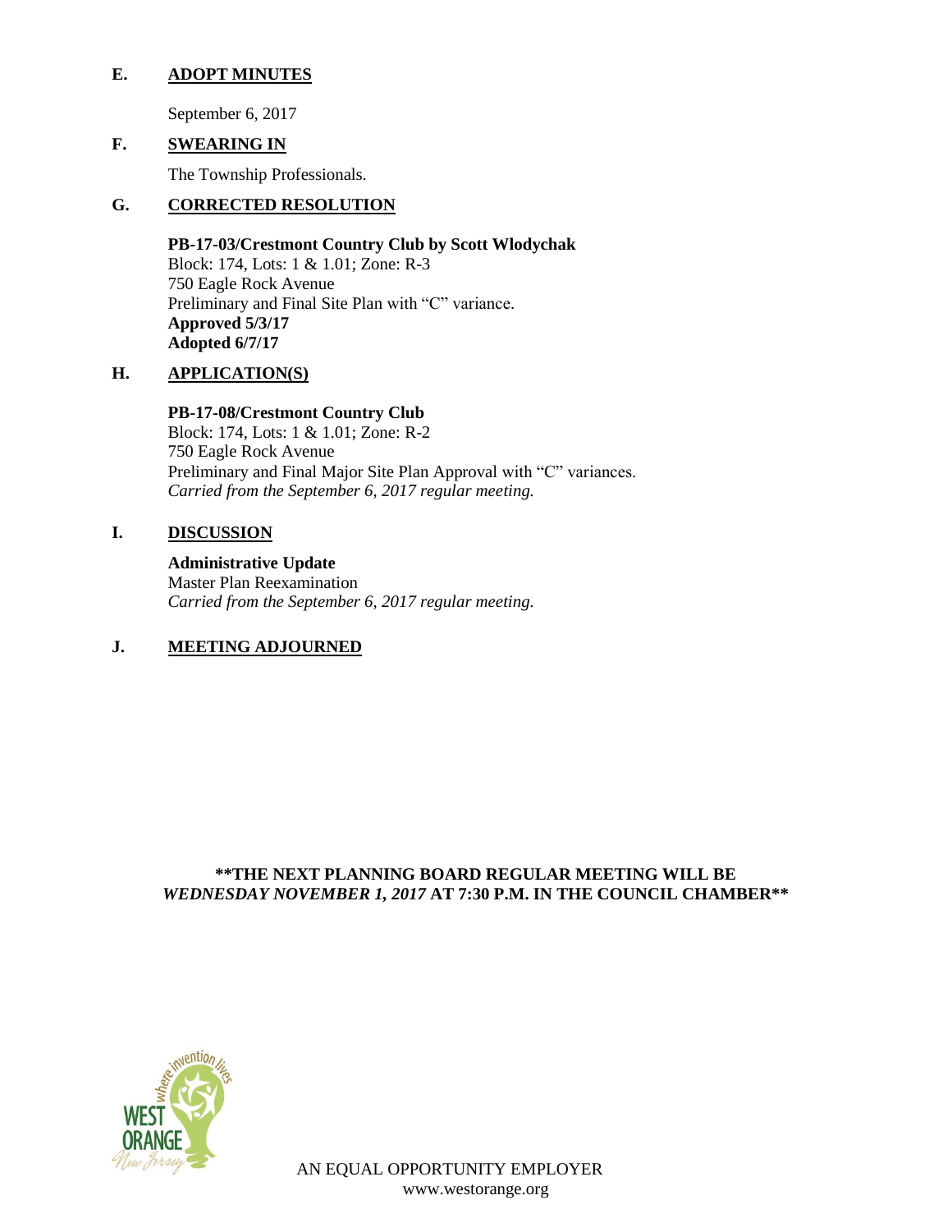## E. ADOPT MINUTES

September 6, 2017

## F. SWEARING IN

The Township Professionals.

## G. CORRECTED RESOLUTION

**PB-17-03/Crestmont Country Club by Scott Wlodychak**
Block: 174, Lots: 1 & 1.01; Zone: R-3
750 Eagle Rock Avenue
Preliminary and Final Site Plan with "C" variance.
**Approved 5/3/17**
**Adopted 6/7/17**

## H. APPLICATION(S)

**PB-17-08/Crestmont Country Club**
Block: 174, Lots: 1 & 1.01; Zone: R-2
750 Eagle Rock Avenue
Preliminary and Final Major Site Plan Approval with "C" variances.
*Carried from the September 6, 2017 regular meeting.*

## I. DISCUSSION

**Administrative Update**
Master Plan Reexamination
*Carried from the September 6, 2017 regular meeting.*

## J. MEETING ADJOURNED

**\*\*THE NEXT PLANNING BOARD REGULAR MEETING WILL BE *WEDNESDAY NOVEMBER 1, 2017* AT 7:30 P.M. IN THE COUNCIL CHAMBER\*\***

AN EQUAL OPPORTUNITY EMPLOYER
www.westorange.org